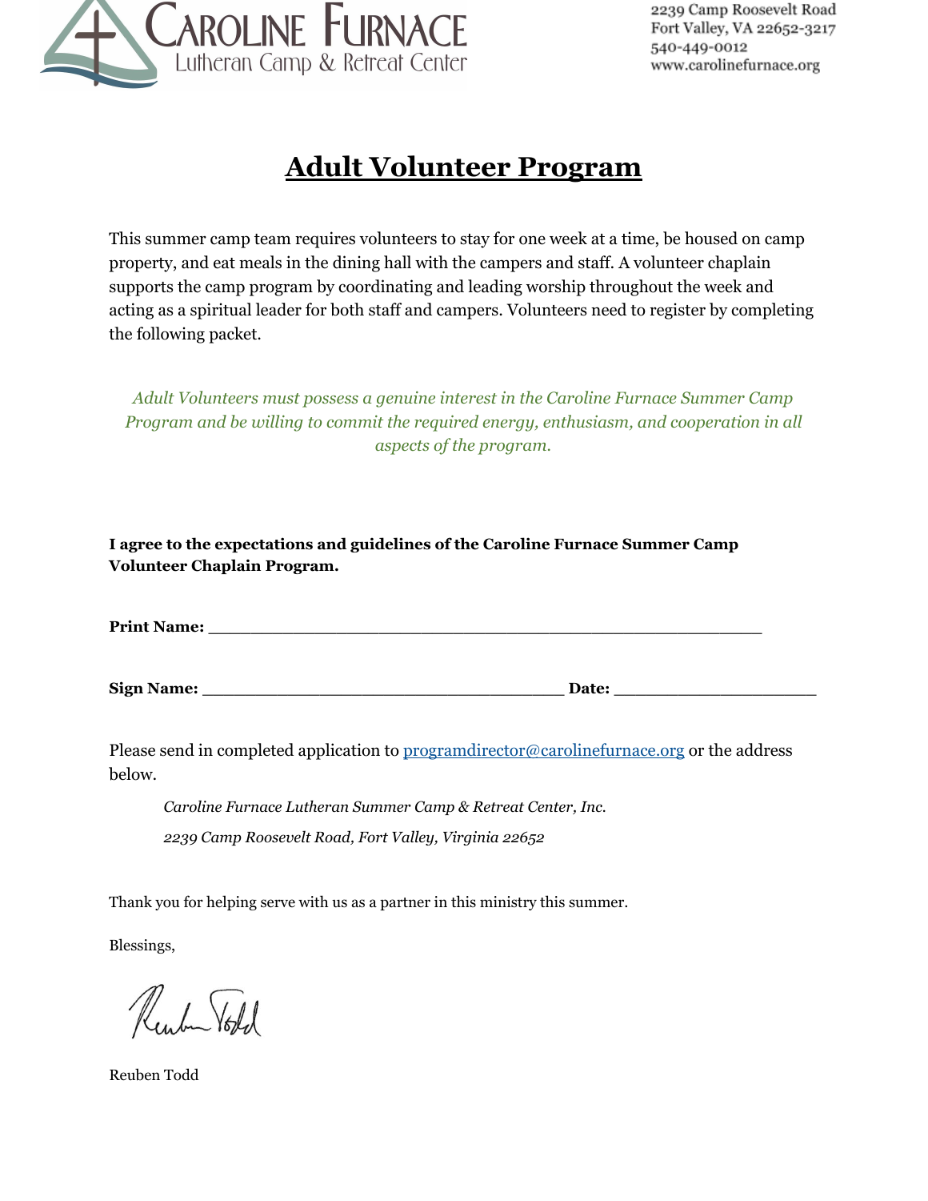Caroline Furnace
Lutheran Camp & Retreat Center

2239 Camp Roosevelt Road
Fort Valley, VA 22652-3217
540-449-0012
www.carolinefurnace.org

# Adult Volunteer Program

This summer camp team requires volunteers to stay for one week at a time, be housed on camp property, and eat meals in the dining hall with the campers and staff. A volunteer chaplain supports the camp program by coordinating and leading worship throughout the week and acting as a spiritual leader for both staff and campers. Volunteers need to register by completing the following packet.

*Adult Volunteers must possess a genuine interest in the Caroline Furnace Summer Camp Program and be willing to commit the required energy, enthusiasm, and cooperation in all aspects of the program.*

**I agree to the expectations and guidelines of the Caroline Furnace Summer Camp Volunteer Chaplain Program.**

**Print Name:** ________________________________________________

**Sign Name:** _________________________________ **Date:** __________________

Please send in completed application to programdirector@carolinefurnace.org or the address below.

> *Caroline Furnace Lutheran Summer Camp & Retreat Center, Inc.*
>
> *2239 Camp Roosevelt Road, Fort Valley, Virginia 22652*

Thank you for helping serve with us as a partner in this ministry this summer.

Blessings,

Reuben Todd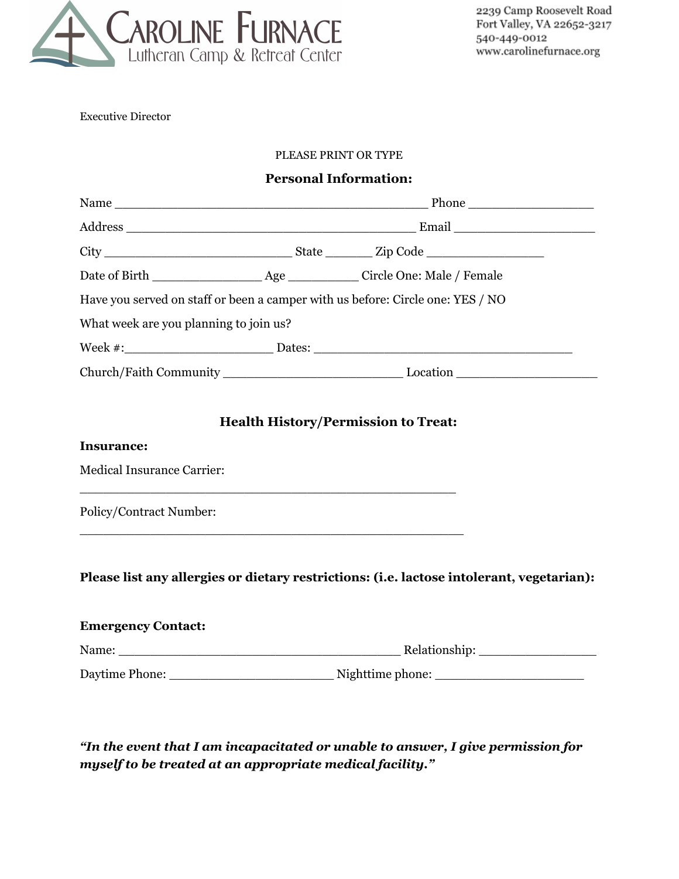# CAROLINE FURNACE
Lutheran Camp & Retreat Center

2239 Camp Roosevelt Road
Fort Valley, VA 22652-3217
540-449-0012
www.carolinefurnace.org

Executive Director

PLEASE PRINT OR TYPE

## Personal Information:

Name ___________________________________________ Phone _________________

Address ________________________________________ Email ___________________

City __________________________ State ______ Zip Code ________________

Date of Birth _______________ Age __________ Circle One: Male / Female

Have you served on staff or been a camper with us before: Circle one: YES / NO

What week are you planning to join us?

Week #:____________________ Dates: ___________________________________

Church/Faith Community _________________________ Location ___________________

## Health History/Permission to Treat:

**Insurance:**

Medical Insurance Carrier:

____________________________________________________

Policy/Contract Number:

_____________________________________________________

**Please list any allergies or dietary restrictions: (i.e. lactose intolerant, vegetarian):**

**Emergency Contact:**

Name: _______________________________________ Relationship: ________________

Daytime Phone: ______________________ Nighttime phone: ____________________

***"In the event that I am incapacitated or unable to answer, I give permission for myself to be treated at an appropriate medical facility."***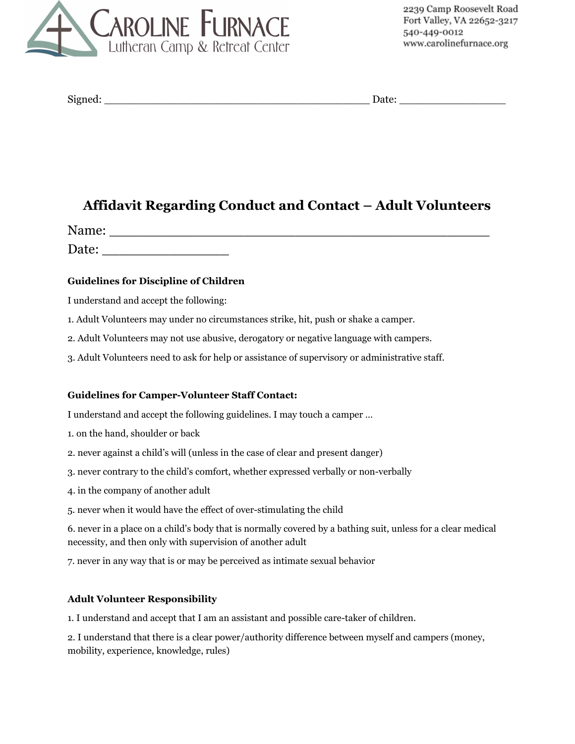Signed: ________________________________________ Date: ________________

## Affidavit Regarding Conduct and Contact – Adult Volunteers

Name: ____________________________________________

Date: ________________

**Guidelines for Discipline of Children**

I understand and accept the following:

1. Adult Volunteers may under no circumstances strike, hit, push or shake a camper.

2. Adult Volunteers may not use abusive, derogatory or negative language with campers.

3. Adult Volunteers need to ask for help or assistance of supervisory or administrative staff.

**Guidelines for Camper-Volunteer Staff Contact:**

I understand and accept the following guidelines. I may touch a camper ...

1. on the hand, shoulder or back

2. never against a child's will (unless in the case of clear and present danger)

3. never contrary to the child's comfort, whether expressed verbally or non-verbally

4. in the company of another adult

5. never when it would have the effect of over-stimulating the child

6. never in a place on a child's body that is normally covered by a bathing suit, unless for a clear medical necessity, and then only with supervision of another adult

7. never in any way that is or may be perceived as intimate sexual behavior

**Adult Volunteer Responsibility**

1. I understand and accept that I am an assistant and possible care-taker of children.

2. I understand that there is a clear power/authority difference between myself and campers (money, mobility, experience, knowledge, rules)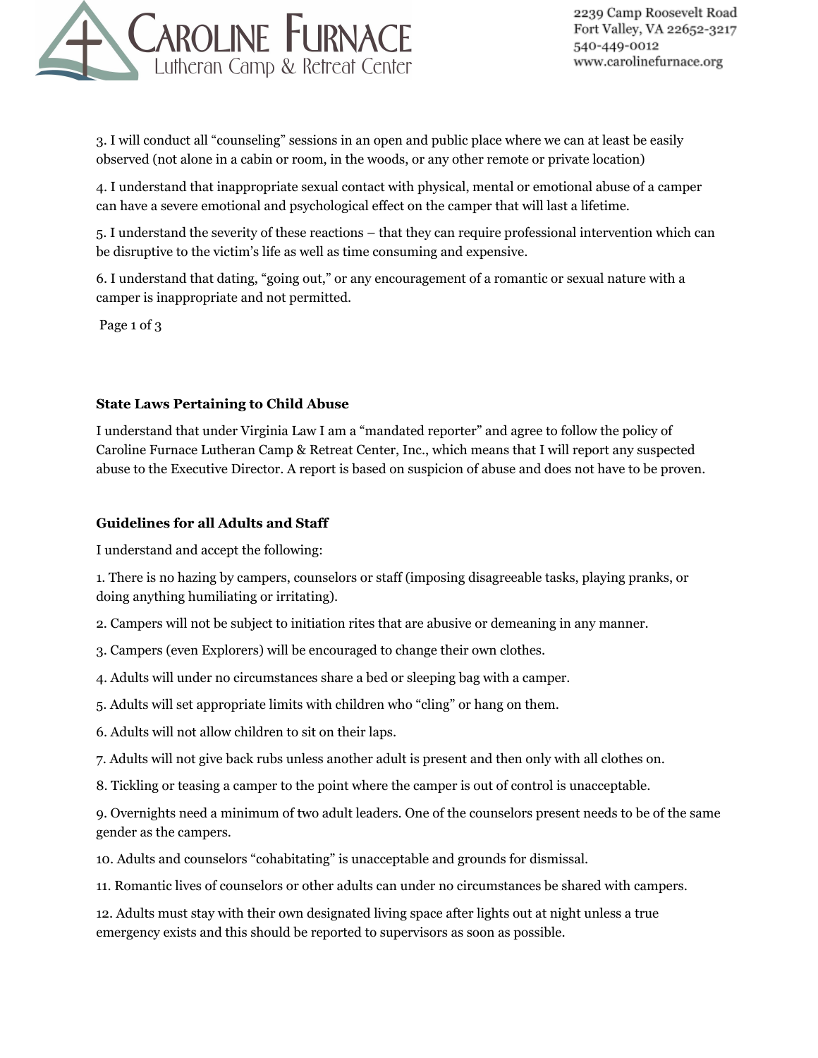3. I will conduct all "counseling" sessions in an open and public place where we can at least be easily observed (not alone in a cabin or room, in the woods, or any other remote or private location)

4. I understand that inappropriate sexual contact with physical, mental or emotional abuse of a camper can have a severe emotional and psychological effect on the camper that will last a lifetime.

5. I understand the severity of these reactions – that they can require professional intervention which can be disruptive to the victim's life as well as time consuming and expensive.

6. I understand that dating, "going out," or any encouragement of a romantic or sexual nature with a camper is inappropriate and not permitted.

**State Laws Pertaining to Child Abuse**

I understand that under Virginia Law I am a "mandated reporter" and agree to follow the policy of Caroline Furnace Lutheran Camp & Retreat Center, Inc., which means that I will report any suspected abuse to the Executive Director. A report is based on suspicion of abuse and does not have to be proven.

**Guidelines for all Adults and Staff**

I understand and accept the following:

1. There is no hazing by campers, counselors or staff (imposing disagreeable tasks, playing pranks, or doing anything humiliating or irritating).

2. Campers will not be subject to initiation rites that are abusive or demeaning in any manner.

3. Campers (even Explorers) will be encouraged to change their own clothes.

4. Adults will under no circumstances share a bed or sleeping bag with a camper.

5. Adults will set appropriate limits with children who "cling" or hang on them.

6. Adults will not allow children to sit on their laps.

7. Adults will not give back rubs unless another adult is present and then only with all clothes on.

8. Tickling or teasing a camper to the point where the camper is out of control is unacceptable.

9. Overnights need a minimum of two adult leaders. One of the counselors present needs to be of the same gender as the campers.

10. Adults and counselors "cohabitating" is unacceptable and grounds for dismissal.

11. Romantic lives of counselors or other adults can under no circumstances be shared with campers.

12. Adults must stay with their own designated living space after lights out at night unless a true emergency exists and this should be reported to supervisors as soon as possible.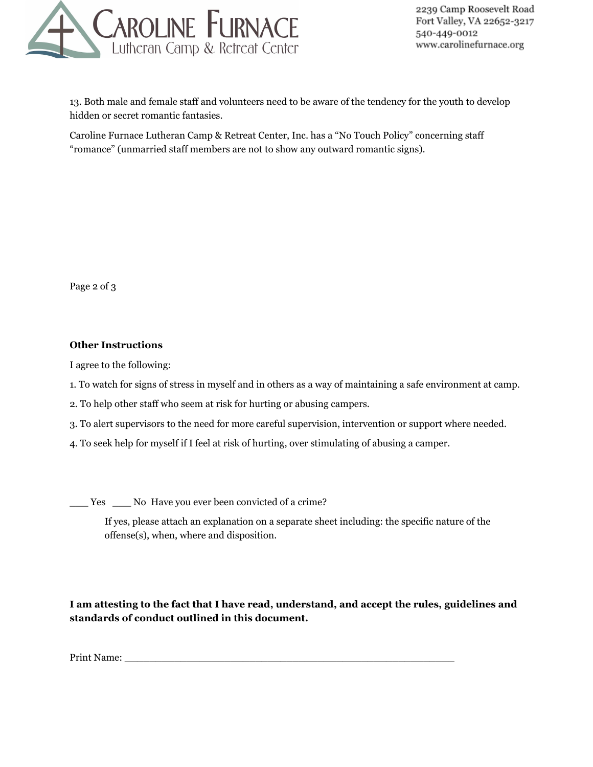13. Both male and female staff and volunteers need to be aware of the tendency for the youth to develop hidden or secret romantic fantasies.

Caroline Furnace Lutheran Camp & Retreat Center, Inc. has a "No Touch Policy" concerning staff "romance" (unmarried staff members are not to show any outward romantic signs).

**Other Instructions**

I agree to the following:

1. To watch for signs of stress in myself and in others as a way of maintaining a safe environment at camp.
2. To help other staff who seem at risk for hurting or abusing campers.
3. To alert supervisors to the need for more careful supervision, intervention or support where needed.
4. To seek help for myself if I feel at risk of hurting, over stimulating of abusing a camper.

___ Yes ___ No Have you ever been convicted of a crime?

If yes, please attach an explanation on a separate sheet including: the specific nature of the offense(s), when, where and disposition.

**I am attesting to the fact that I have read, understand, and accept the rules, guidelines and standards of conduct outlined in this document.**

Print Name: ________________________________________________________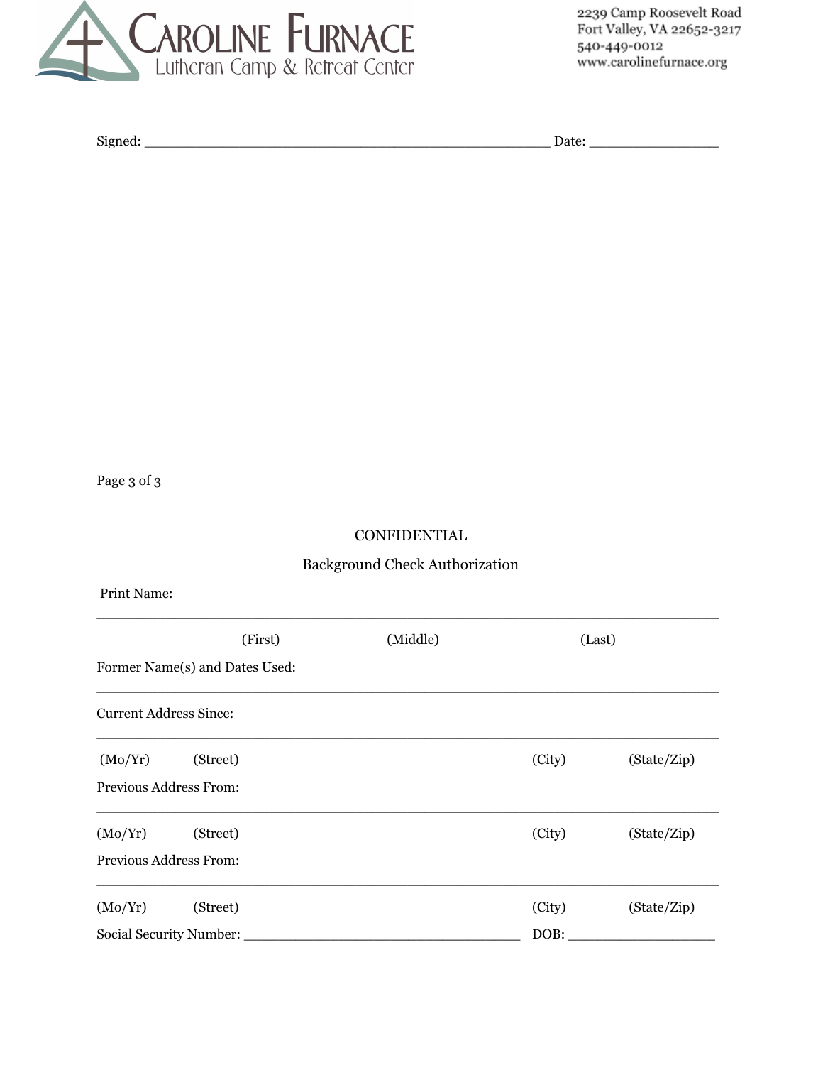**CAROLINE FURNACE**
Lutheran Camp & Retreat Center

2239 Camp Roosevelt Road
Fort Valley, VA 22652-3217
540-449-0012
www.carolinefurnace.org

Signed: _______________________________________________ Date: ______________

CONFIDENTIAL

Background Check Authorization

Print Name:

_________________________________________________________________________

(First) (Middle) (Last)

Former Name(s) and Dates Used:

_________________________________________________________________________

Current Address Since:

_________________________________________________________________________

(Mo/Yr) (Street) (City) (State/Zip)

Previous Address From:

_________________________________________________________________________

(Mo/Yr) (Street) (City) (State/Zip)

Previous Address From:

_________________________________________________________________________

(Mo/Yr) (Street) (City) (State/Zip)

Social Security Number: ________________________________ DOB: _________________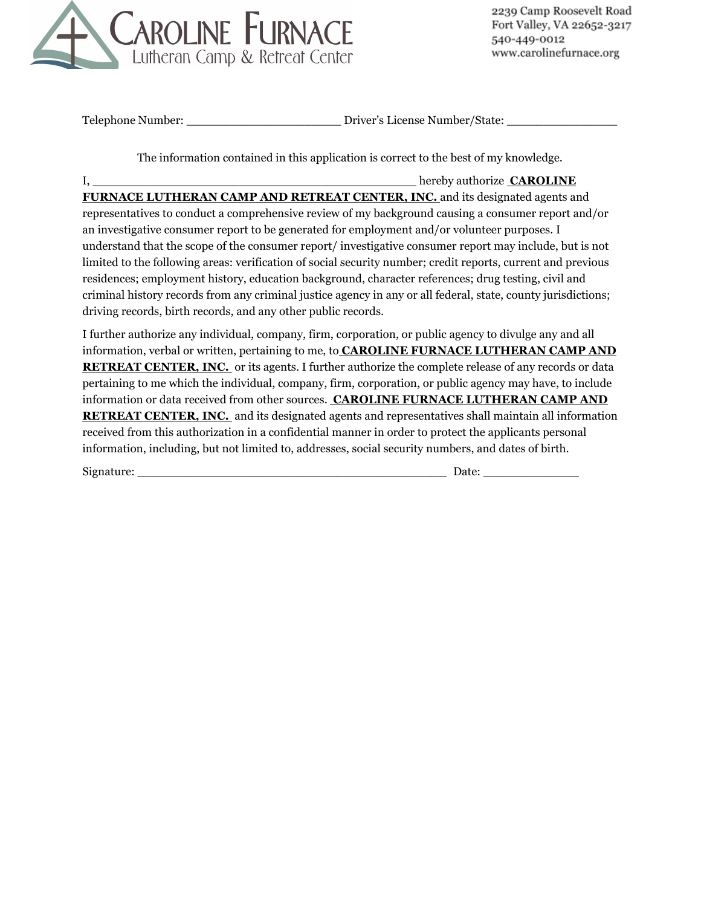Telephone Number: ______________________ Driver's License Number/State: ________________

The information contained in this application is correct to the best of my knowledge.

I, ______________________________________________ hereby authorize **CAROLINE FURNACE LUTHERAN CAMP AND RETREAT CENTER, INC.** and its designated agents and representatives to conduct a comprehensive review of my background causing a consumer report and/or an investigative consumer report to be generated for employment and/or volunteer purposes. I understand that the scope of the consumer report/ investigative consumer report may include, but is not limited to the following areas: verification of social security number; credit reports, current and previous residences; employment history, education background, character references; drug testing, civil and criminal history records from any criminal justice agency in any or all federal, state, county jurisdictions; driving records, birth records, and any other public records.

I further authorize any individual, company, firm, corporation, or public agency to divulge any and all information, verbal or written, pertaining to me, to **CAROLINE FURNACE LUTHERAN CAMP AND RETREAT CENTER, INC.** or its agents. I further authorize the complete release of any records or data pertaining to me which the individual, company, firm, corporation, or public agency may have, to include information or data received from other sources. **CAROLINE FURNACE LUTHERAN CAMP AND RETREAT CENTER, INC.** and its designated agents and representatives shall maintain all information received from this authorization in a confidential manner in order to protect the applicants personal information, including, but not limited to, addresses, social security numbers, and dates of birth.

Signature: ____________________________________________ Date: ______________